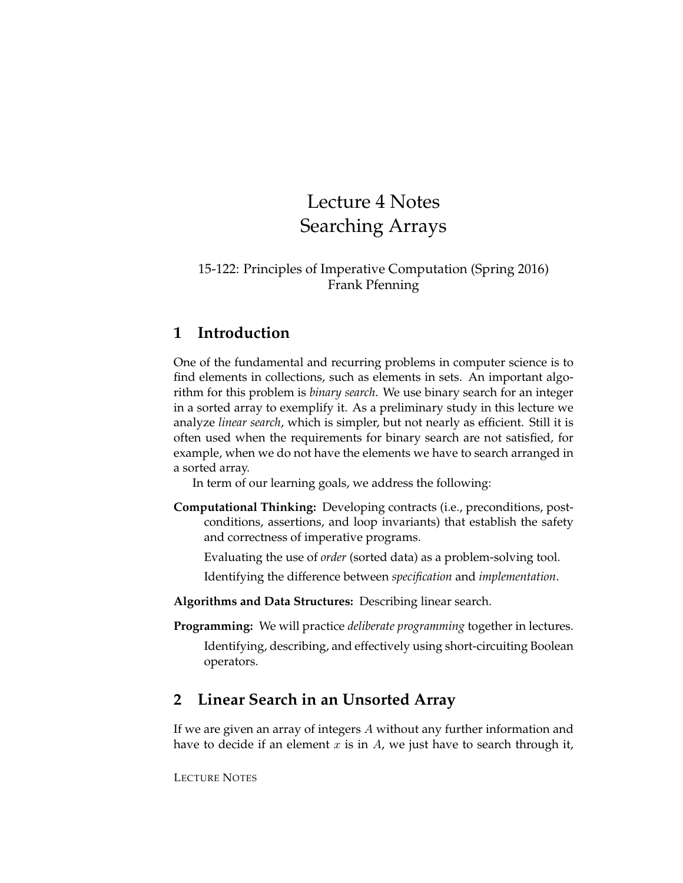# Lecture 4 Notes
# Searching Arrays

15-122: Principles of Imperative Computation (Spring 2016)
Frank Pfenning

## 1 Introduction

One of the fundamental and recurring problems in computer science is to find elements in collections, such as elements in sets. An important algorithm for this problem is *binary search*. We use binary search for an integer in a sorted array to exemplify it. As a preliminary study in this lecture we analyze *linear search*, which is simpler, but not nearly as efficient. Still it is often used when the requirements for binary search are not satisfied, for example, when we do not have the elements we have to search arranged in a sorted array.

In term of our learning goals, we address the following:

**Computational Thinking:** Developing contracts (i.e., preconditions, postconditions, assertions, and loop invariants) that establish the safety and correctness of imperative programs.

Evaluating the use of *order* (sorted data) as a problem-solving tool.

Identifying the difference between *specification* and *implementation*.

**Algorithms and Data Structures:** Describing linear search.

**Programming:** We will practice *deliberate programming* together in lectures.

Identifying, describing, and effectively using short-circuiting Boolean operators.

## 2 Linear Search in an Unsorted Array

If we are given an array of integers $A$ without any further information and have to decide if an element $x$ is in $A$, we just have to search through it,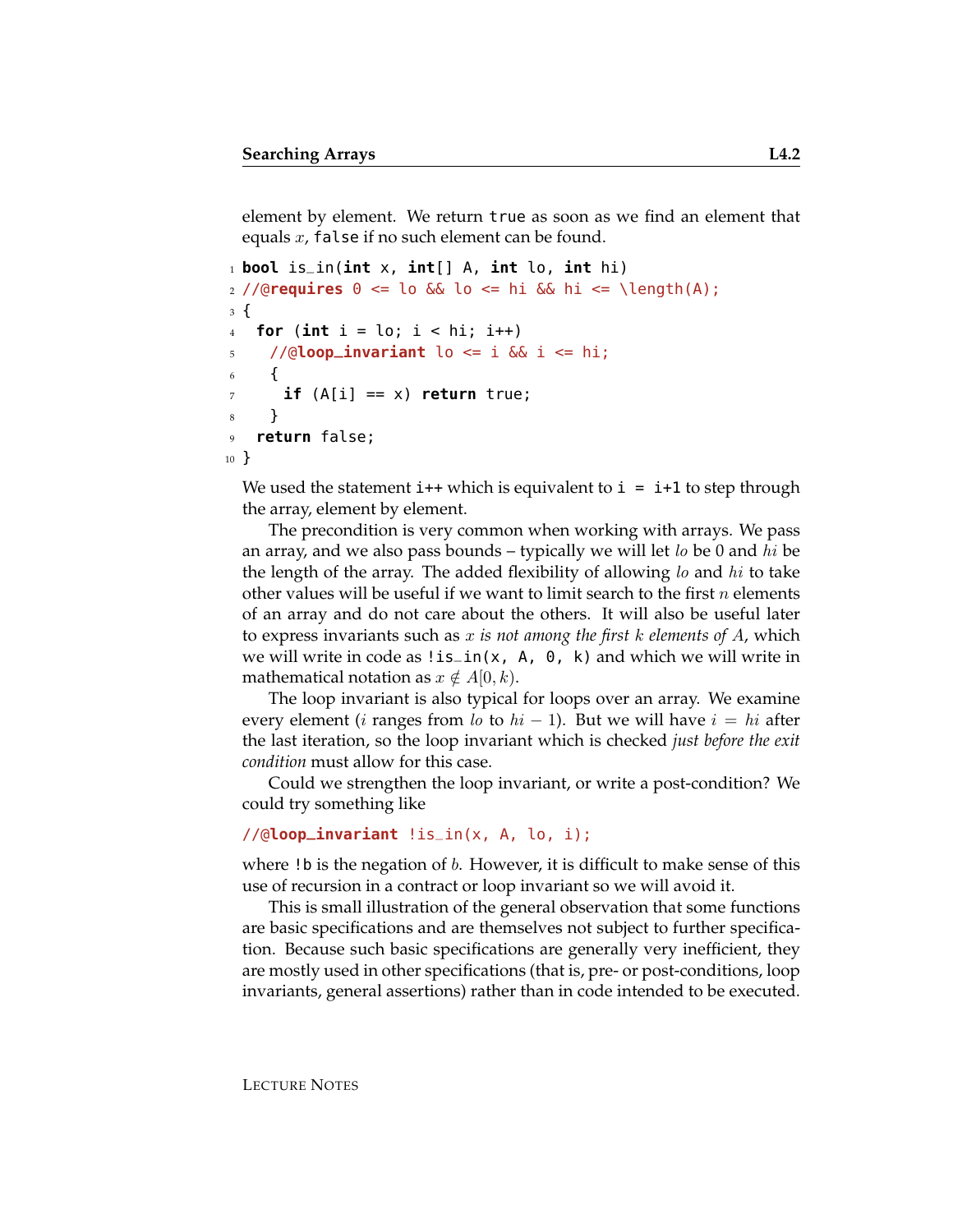element by element. We return true as soon as we find an element that equals $x$, false if no such element can be found.

```
1  bool is_in(int x, int[] A, int lo, int hi)
2  //@requires 0 <= lo && lo <= hi && hi <= \length(A);
3  {
4    for (int i = lo; i < hi; i++)
5      //@loop_invariant lo <= i && i <= hi;
6      {
7        if (A[i] == x) return true;
8      }
9    return false;
10 }
```

We used the statement i++ which is equivalent to i = i+1 to step through the array, element by element.

The precondition is very common when working with arrays. We pass an array, and we also pass bounds – typically we will let $lo$ be 0 and $hi$ be the length of the array. The added flexibility of allowing $lo$ and $hi$ to take other values will be useful if we want to limit search to the first $n$ elements of an array and do not care about the others. It will also be useful later to express invariants such as *$x$ is not among the first $k$ elements of $A$*, which we will write in code as !is_in(x, A, 0, k) and which we will write in mathematical notation as $x \notin A[0, k)$.

The loop invariant is also typical for loops over an array. We examine every element ($i$ ranges from $lo$ to $hi - 1$). But we will have $i = hi$ after the last iteration, so the loop invariant which is checked *just before the exit condition* must allow for this case.

Could we strengthen the loop invariant, or write a post-condition? We could try something like

```
//@loop_invariant !is_in(x, A, lo, i);
```

where !b is the negation of $b$. However, it is difficult to make sense of this use of recursion in a contract or loop invariant so we will avoid it.

This is small illustration of the general observation that some functions are basic specifications and are themselves not subject to further specification. Because such basic specifications are generally very inefficient, they are mostly used in other specifications (that is, pre- or post-conditions, loop invariants, general assertions) rather than in code intended to be executed.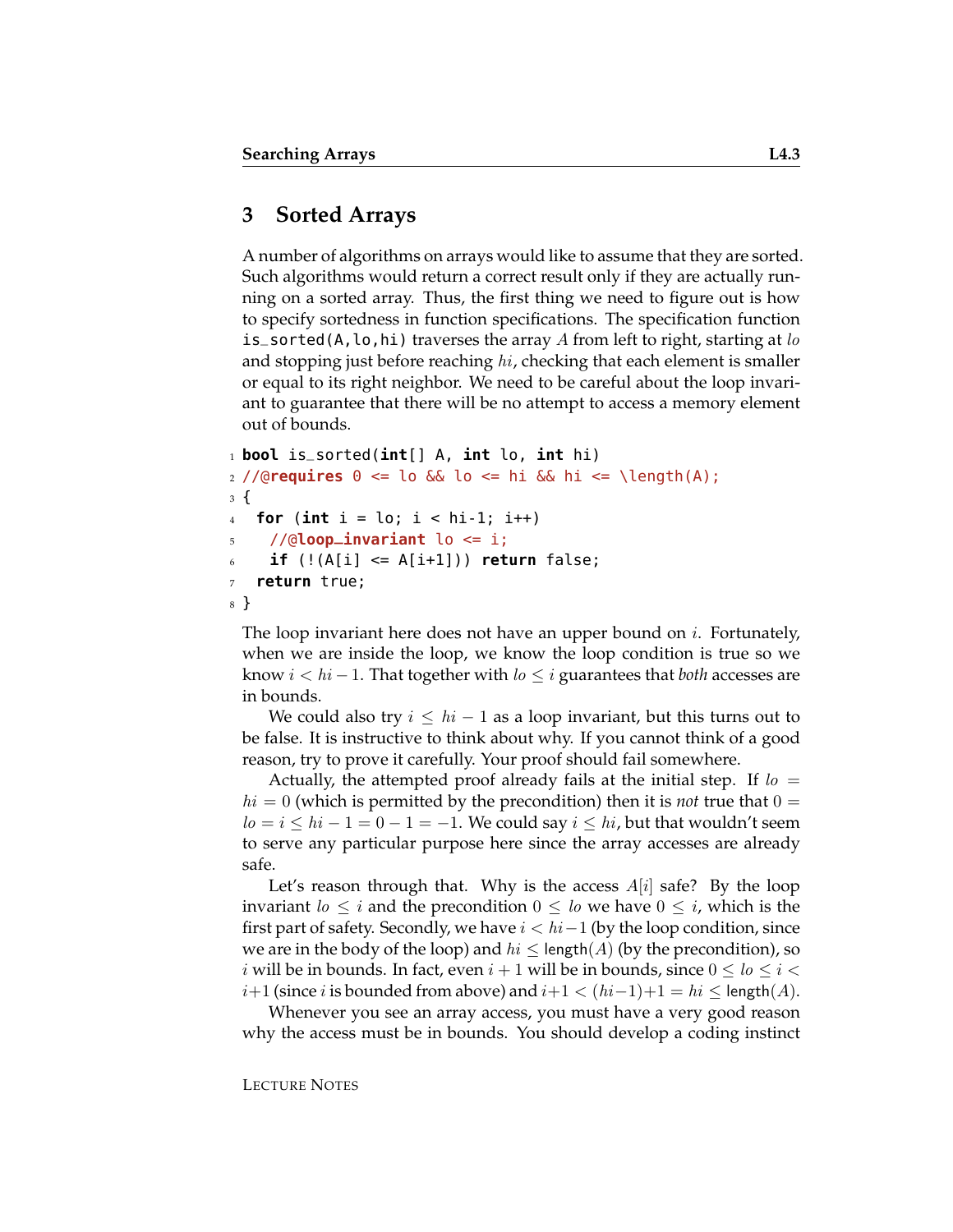## 3 Sorted Arrays

A number of algorithms on arrays would like to assume that they are sorted. Such algorithms would return a correct result only if they are actually running on a sorted array. Thus, the first thing we need to figure out is how to specify sortedness in function specifications. The specification function `is_sorted(A,lo,hi)` traverses the array $A$ from left to right, starting at $lo$ and stopping just before reaching $hi$, checking that each element is smaller or equal to its right neighbor. We need to be careful about the loop invariant to guarantee that there will be no attempt to access a memory element out of bounds.

```
1 bool is_sorted(int[] A, int lo, int hi)
2 //@requires 0 <= lo && lo <= hi && hi <= \length(A);
3 {
4   for (int i = lo; i < hi-1; i++)
5     //@loop_invariant lo <= i;
6     if (!(A[i] <= A[i+1])) return false;
7   return true;
8 }
```

The loop invariant here does not have an upper bound on $i$. Fortunately, when we are inside the loop, we know the loop condition is true so we know $i < hi - 1$. That together with $lo \leq i$ guarantees that *both* accesses are in bounds.

We could also try $i \leq hi - 1$ as a loop invariant, but this turns out to be false. It is instructive to think about why. If you cannot think of a good reason, try to prove it carefully. Your proof should fail somewhere.

Actually, the attempted proof already fails at the initial step. If $lo = hi = 0$ (which is permitted by the precondition) then it is *not* true that $0 = lo = i \leq hi - 1 = 0 - 1 = -1$. We could say $i \leq hi$, but that wouldn't seem to serve any particular purpose here since the array accesses are already safe.

Let's reason through that. Why is the access $A[i]$ safe? By the loop invariant $lo \leq i$ and the precondition $0 \leq lo$ we have $0 \leq i$, which is the first part of safety. Secondly, we have $i < hi - 1$ (by the loop condition, since we are in the body of the loop) and $hi \leq \mathsf{length}(A)$ (by the precondition), so $i$ will be in bounds. In fact, even $i + 1$ will be in bounds, since $0 \leq lo \leq i < i+1$ (since $i$ is bounded from above) and $i+1 < (hi-1)+1 = hi \leq \mathsf{length}(A)$.

Whenever you see an array access, you must have a very good reason why the access must be in bounds. You should develop a coding instinct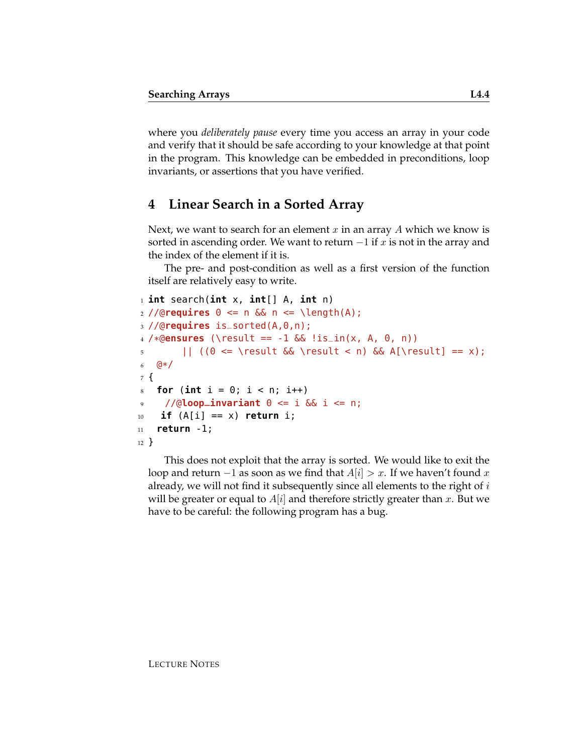where you *deliberately pause* every time you access an array in your code and verify that it should be safe according to your knowledge at that point in the program. This knowledge can be embedded in preconditions, loop invariants, or assertions that you have verified.

## 4 Linear Search in a Sorted Array

Next, we want to search for an element $x$ in an array $A$ which we know is sorted in ascending order. We want to return $-1$ if $x$ is not in the array and the index of the element if it is.

The pre- and post-condition as well as a first version of the function itself are relatively easy to write.

```
1  int search(int x, int[] A, int n)
2  //@requires 0 <= n && n <= \length(A);
3  //@requires is_sorted(A,0,n);
4  /*@ensures (\result == -1 && !is_in(x, A, 0, n))
5         || ((0 <= \result && \result < n) && A[\result] == x);
6    @*/
7  {
8    for (int i = 0; i < n; i++)
9      //@loop_invariant 0 <= i && i <= n;
10     if (A[i] == x) return i;
11   return -1;
12 }
```

This does not exploit that the array is sorted. We would like to exit the loop and return $-1$ as soon as we find that $A[i] > x$. If we haven't found $x$ already, we will not find it subsequently since all elements to the right of $i$ will be greater or equal to $A[i]$ and therefore strictly greater than $x$. But we have to be careful: the following program has a bug.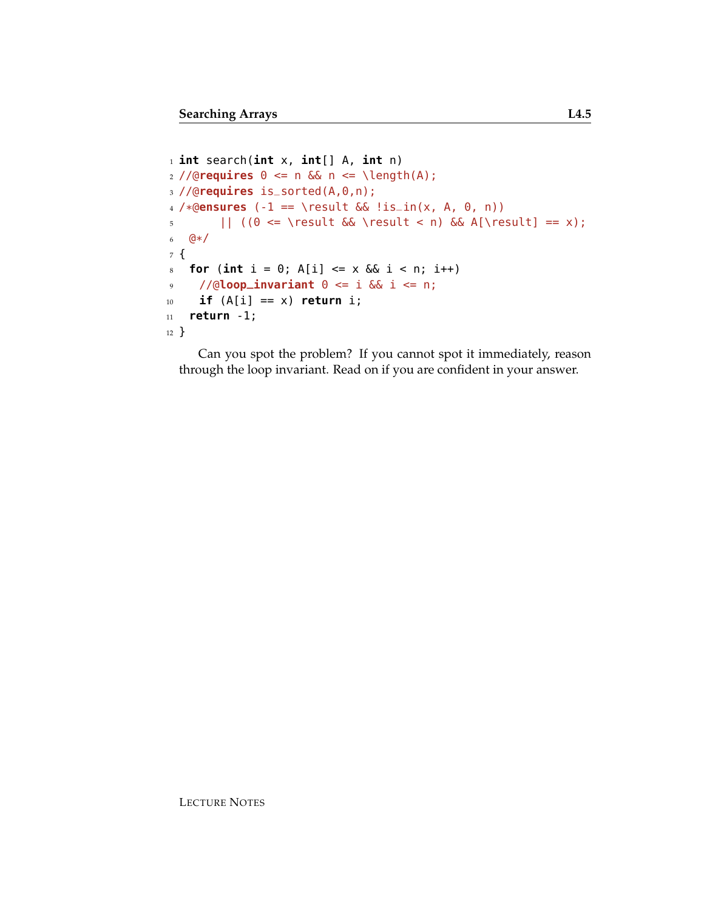```
int search(int x, int[] A, int n)
//@requires 0 <= n && n <= \length(A);
//@requires is_sorted(A,0,n);
/*@ensures (-1 == \result && !is_in(x, A, 0, n))
      || ((0 <= \result && \result < n) && A[\result] == x);
 @*/
{
 for (int i = 0; A[i] <= x && i < n; i++)
   //@loop_invariant 0 <= i && i <= n;
   if (A[i] == x) return i;
 return -1;
}
```

Can you spot the problem? If you cannot spot it immediately, reason through the loop invariant. Read on if you are confident in your answer.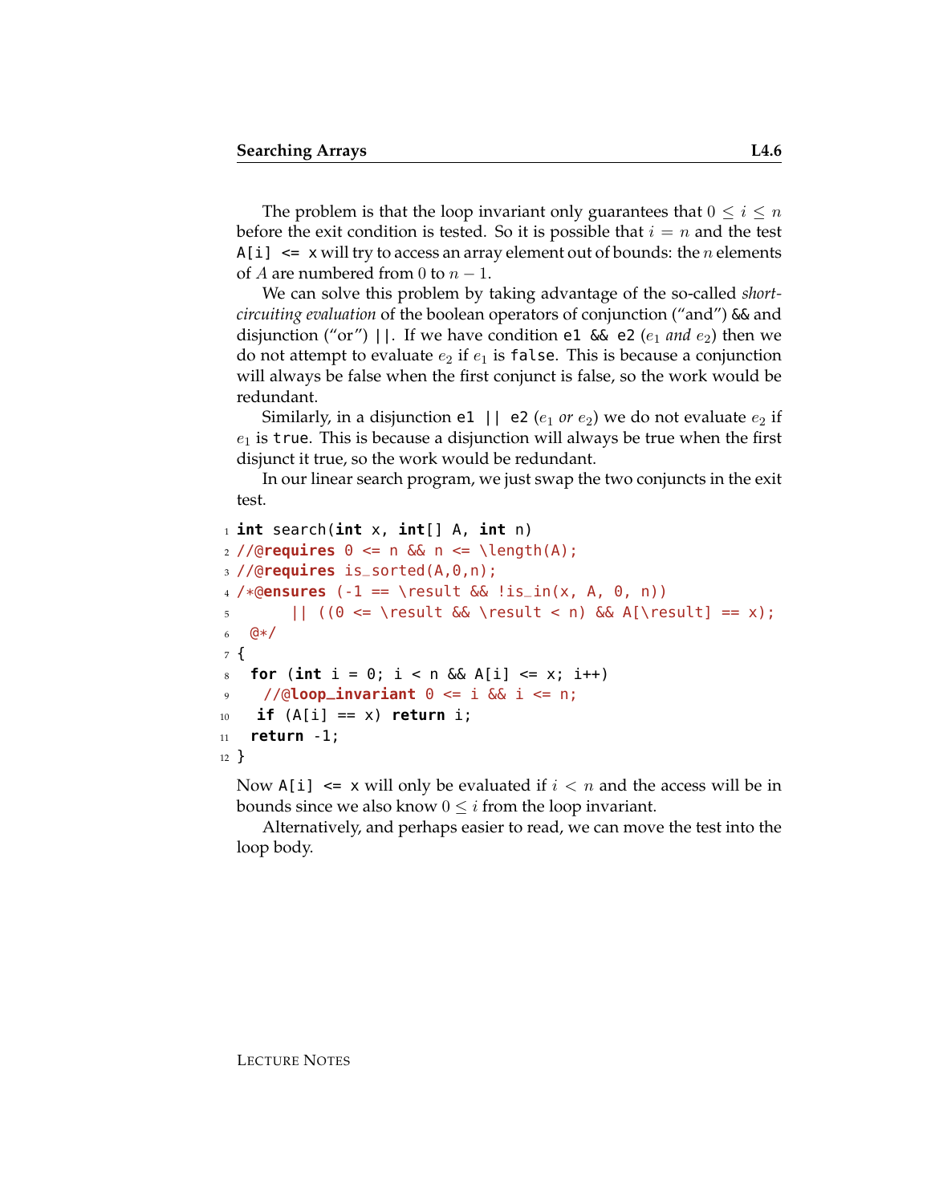The problem is that the loop invariant only guarantees that $0 \leq i \leq n$ before the exit condition is tested. So it is possible that $i = n$ and the test `A[i] <= x` will try to access an array element out of bounds: the $n$ elements of $A$ are numbered from $0$ to $n - 1$.

We can solve this problem by taking advantage of the so-called *short-circuiting evaluation* of the boolean operators of conjunction ("and") `&&` and disjunction ("or") `||`. If we have condition `e1 && e2` ($e_1$ *and* $e_2$) then we do not attempt to evaluate $e_2$ if $e_1$ is `false`. This is because a conjunction will always be false when the first conjunct is false, so the work would be redundant.

Similarly, in a disjunction `e1 || e2` ($e_1$ *or* $e_2$) we do not evaluate $e_2$ if $e_1$ is `true`. This is because a disjunction will always be true when the first disjunct it true, so the work would be redundant.

In our linear search program, we just swap the two conjuncts in the exit test.

```
int search(int x, int[] A, int n)
//@requires 0 <= n && n <= \length(A);
//@requires is_sorted(A,0,n);
/*@ensures (-1 == \result && !is_in(x, A, 0, n))
      || ((0 <= \result && \result < n) && A[\result] == x);
  @*/
{
  for (int i = 0; i < n && A[i] <= x; i++)
    //@loop_invariant 0 <= i && i <= n;
   if (A[i] == x) return i;
  return -1;
}
```

Now `A[i] <= x` will only be evaluated if $i < n$ and the access will be in bounds since we also know $0 \leq i$ from the loop invariant.

Alternatively, and perhaps easier to read, we can move the test into the loop body.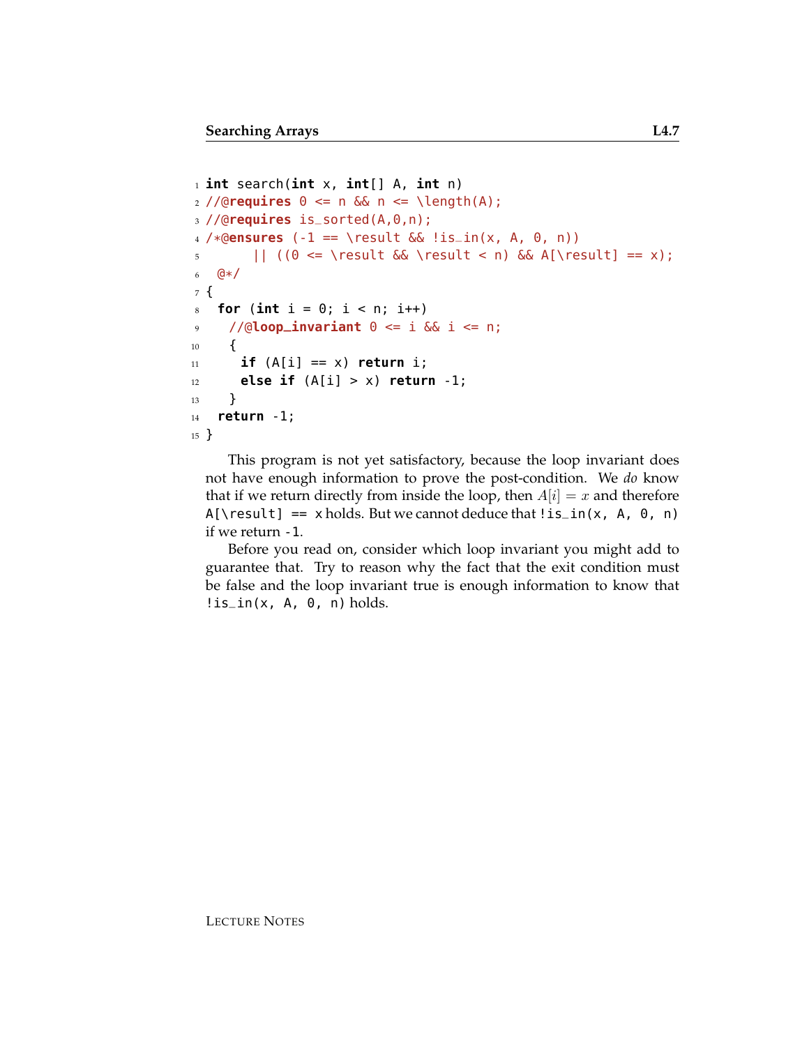```
int search(int x, int[] A, int n)
//@requires 0 <= n && n <= \length(A);
//@requires is_sorted(A,0,n);
/*@ensures (-1 == \result && !is_in(x, A, 0, n))
      || ((0 <= \result && \result < n) && A[\result] == x);
 @*/
{
  for (int i = 0; i < n; i++)
    //@loop_invariant 0 <= i && i <= n;
    {
      if (A[i] == x) return i;
      else if (A[i] > x) return -1;
    }
  return -1;
}
```

This program is not yet satisfactory, because the loop invariant does not have enough information to prove the post-condition. We *do* know that if we return directly from inside the loop, then $A[i] = x$ and therefore `A[\result] == x` holds. But we cannot deduce that `!is_in(x, A, 0, n)` if we return `-1`.

Before you read on, consider which loop invariant you might add to guarantee that. Try to reason why the fact that the exit condition must be false and the loop invariant true is enough information to know that `!is_in(x, A, 0, n)` holds.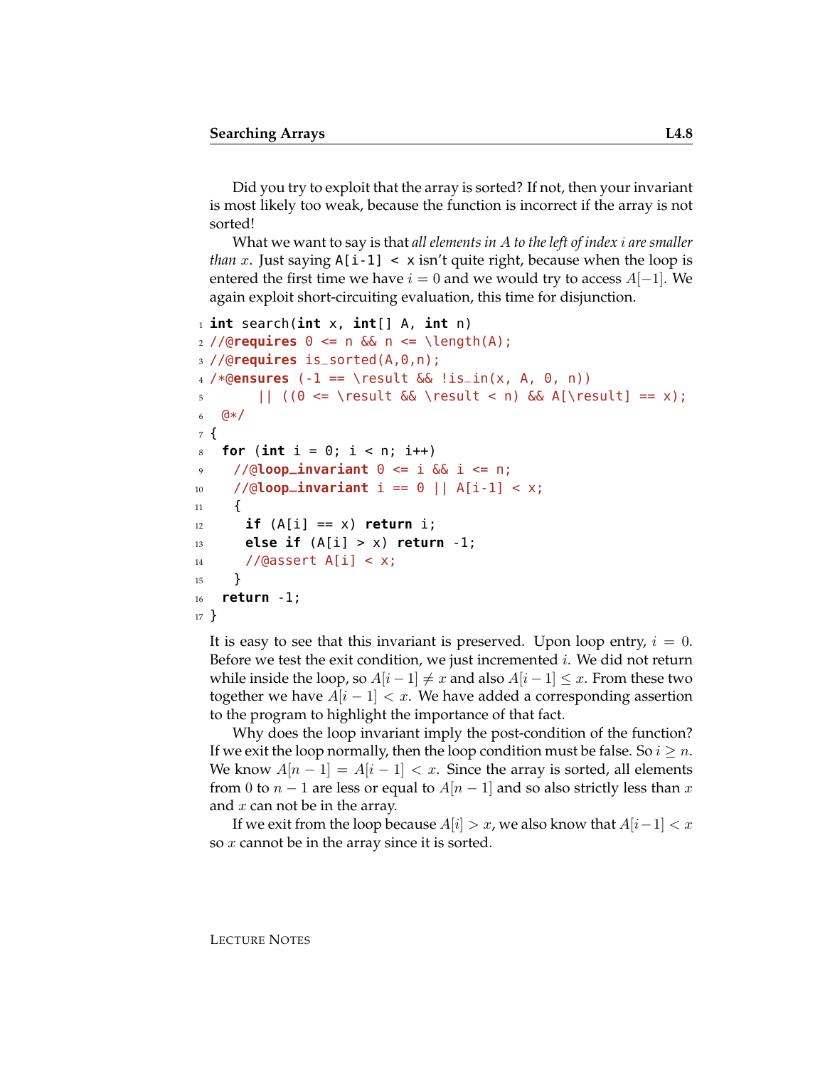Did you try to exploit that the array is sorted? If not, then your invariant is most likely too weak, because the function is incorrect if the array is not sorted!

What we want to say is that *all elements in $A$ to the left of index $i$ are smaller than $x$*. Just saying `A[i-1] < x` isn't quite right, because when the loop is entered the first time we have $i = 0$ and we would try to access $A[-1]$. We again exploit short-circuiting evaluation, this time for disjunction.

```
1  int search(int x, int[] A, int n)
2  //@requires 0 <= n && n <= \length(A);
3  //@requires is_sorted(A,0,n);
4  /*@ensures (-1 == \result && !is_in(x, A, 0, n))
5       || ((0 <= \result && \result < n) && A[\result] == x);
6   @*/
7  {
8    for (int i = 0; i < n; i++)
9      //@loop_invariant 0 <= i && i <= n;
10     //@loop_invariant i == 0 || A[i-1] < x;
11     {
12       if (A[i] == x) return i;
13       else if (A[i] > x) return -1;
14       //@assert A[i] < x;
15     }
16   return -1;
17 }
```

It is easy to see that this invariant is preserved. Upon loop entry, $i = 0$. Before we test the exit condition, we just incremented $i$. We did not return while inside the loop, so $A[i-1] \neq x$ and also $A[i-1] \leq x$. From these two together we have $A[i-1] < x$. We have added a corresponding assertion to the program to highlight the importance of that fact.

Why does the loop invariant imply the post-condition of the function? If we exit the loop normally, then the loop condition must be false. So $i \geq n$. We know $A[n-1] = A[i-1] < x$. Since the array is sorted, all elements from $0$ to $n-1$ are less or equal to $A[n-1]$ and so also strictly less than $x$ and $x$ can not be in the array.

If we exit from the loop because $A[i] > x$, we also know that $A[i-1] < x$ so $x$ cannot be in the array since it is sorted.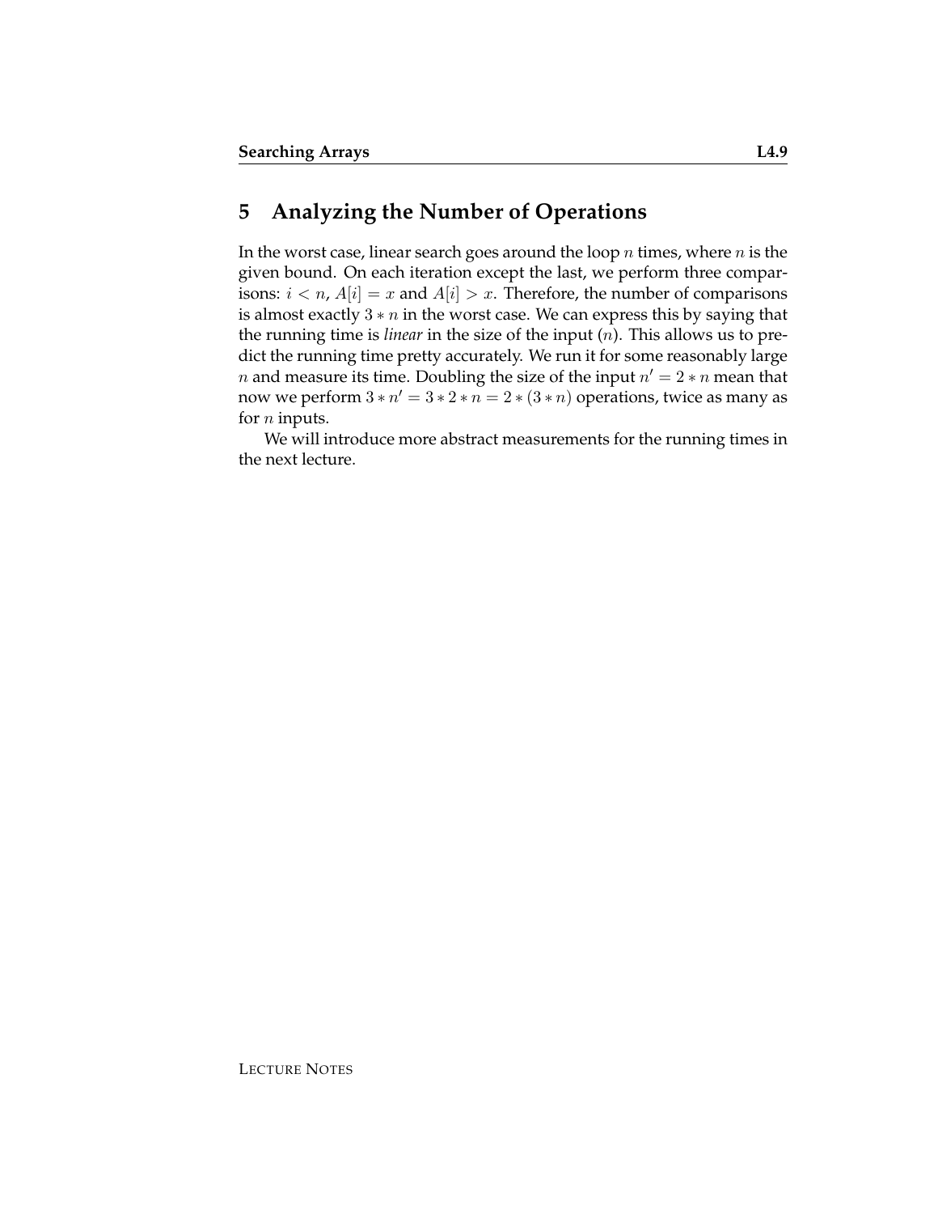## 5 Analyzing the Number of Operations

In the worst case, linear search goes around the loop $n$ times, where $n$ is the given bound. On each iteration except the last, we perform three comparisons: $i < n$, $A[i] = x$ and $A[i] > x$. Therefore, the number of comparisons is almost exactly $3 * n$ in the worst case. We can express this by saying that the running time is *linear* in the size of the input ($n$). This allows us to predict the running time pretty accurately. We run it for some reasonably large $n$ and measure its time. Doubling the size of the input $n' = 2 * n$ mean that now we perform $3 * n' = 3 * 2 * n = 2 * (3 * n)$ operations, twice as many as for $n$ inputs.

We will introduce more abstract measurements for the running times in the next lecture.